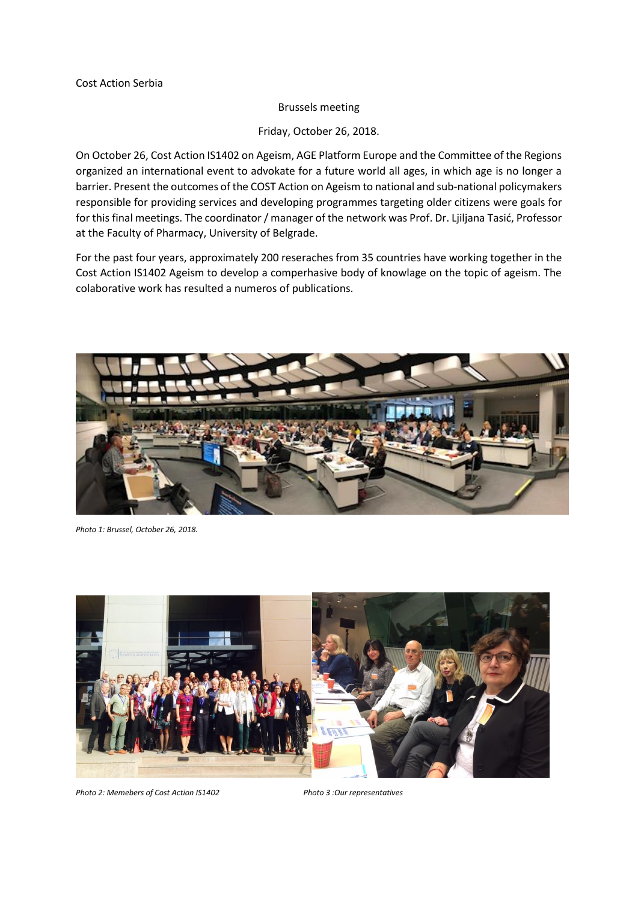Cost Action Serbia

Brussels meeting

Friday, October 26, 2018.

On October 26, Cost Action IS1402 on Ageism, AGE Platform Europe and the Committee of the Regions organized an international event to advokate for a future world all ages, in which age is no longer a barrier. Present the outcomes of the COST Action on Ageism to national and sub-national policymakers responsible for providing services and developing programmes targeting older citizens were goals for for this final meetings. The coordinator / manager of the network was Prof. Dr. Ljiljana Tasić, Professor at the Faculty of Pharmacy, University of Belgrade.

For the past four years, approximately 200 reseraches from 35 countries have working together in the Cost Action IS1402 Ageism to develop a comperhasive body of knowlage on the topic of ageism. The colaborative work has resulted a numeros of publications.

*Photo 1: Brussel, October 26, 2018.*

*Photo 2: Memebers of Cost Action IS1402*

*Photo 3 :Our representatives*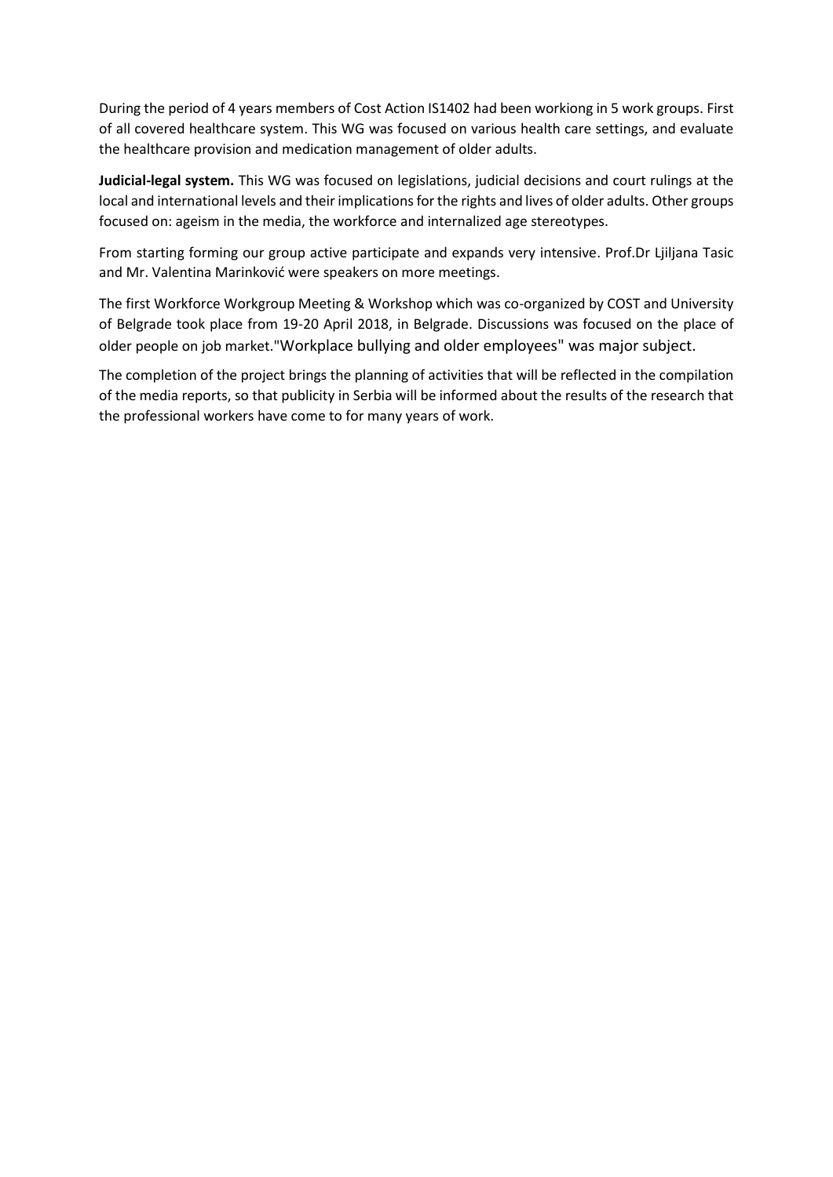During the period of 4 years members of Cost Action IS1402 had been workiong in 5 work groups. First of all covered healthcare system. This WG was focused on various health care settings, and evaluate the healthcare provision and medication management of older adults.

**Judicial-legal system.** This WG was focused on legislations, judicial decisions and court rulings at the local and international levels and their implications for the rights and lives of older adults. Other groups focused on: ageism in the media, the workforce and internalized age stereotypes.

From starting forming our group active participate and expands very intensive. Prof.Dr Ljiljana Tasic and Mr. Valentina Marinković were speakers on more meetings.

The first Workforce Workgroup Meeting & Workshop which was co-organized by COST and University of Belgrade took place from 19-20 April 2018, in Belgrade. Discussions was focused on the place of older people on job market."Workplace bullying and older employees" was major subject.

The completion of the project brings the planning of activities that will be reflected in the compilation of the media reports, so that publicity in Serbia will be informed about the results of the research that the professional workers have come to for many years of work.